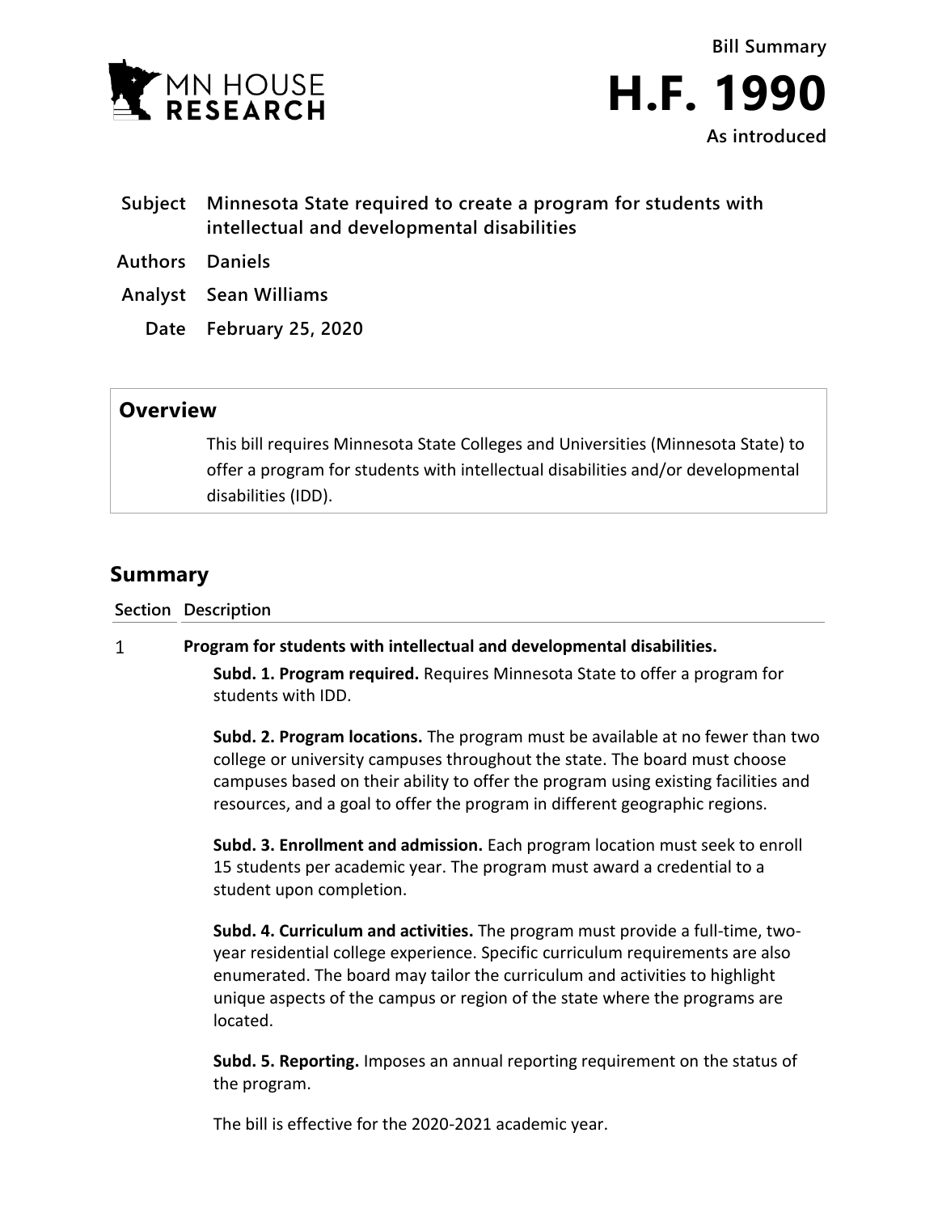MN HOUSE RESEARCH

**Bill Summary**

# H.F. 1990

**As introduced**

| | |
|---|---|
| **Subject** | **Minnesota State required to create a program for students with intellectual and developmental disabilities** |
| **Authors** | **Daniels** |
| **Analyst** | **Sean Williams** |
| **Date** | **February 25, 2020** |

## Overview

This bill requires Minnesota State Colleges and Universities (Minnesota State) to offer a program for students with intellectual disabilities and/or developmental disabilities (IDD).

## Summary

| Section | Description |
|---|---|
| 1 | **Program for students with intellectual and developmental disabilities.**<br><br>**Subd. 1. Program required.** Requires Minnesota State to offer a program for students with IDD.<br><br>**Subd. 2. Program locations.** The program must be available at no fewer than two college or university campuses throughout the state. The board must choose campuses based on their ability to offer the program using existing facilities and resources, and a goal to offer the program in different geographic regions.<br><br>**Subd. 3. Enrollment and admission.** Each program location must seek to enroll 15 students per academic year. The program must award a credential to a student upon completion.<br><br>**Subd. 4. Curriculum and activities.** The program must provide a full-time, two-year residential college experience. Specific curriculum requirements are also enumerated. The board may tailor the curriculum and activities to highlight unique aspects of the campus or region of the state where the programs are located.<br><br>**Subd. 5. Reporting.** Imposes an annual reporting requirement on the status of the program.<br><br>The bill is effective for the 2020-2021 academic year. |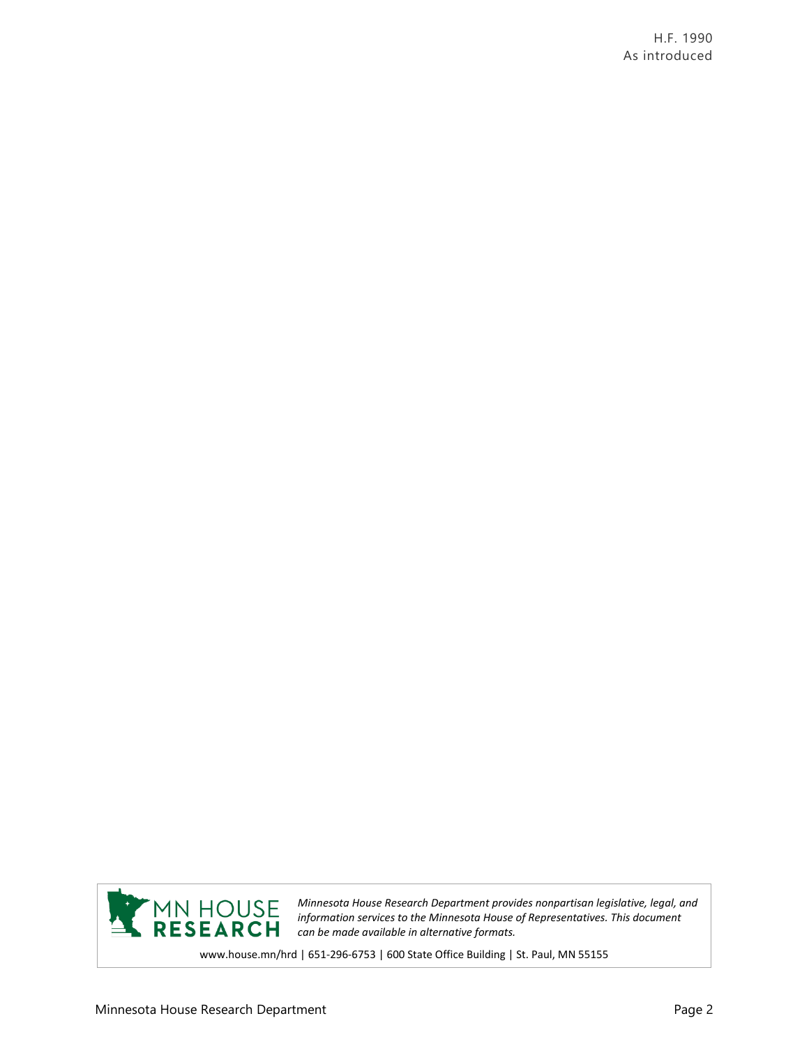*Minnesota House Research Department provides nonpartisan legislative, legal, and information services to the Minnesota House of Representatives. This document can be made available in alternative formats.*

www.house.mn/hrd | 651-296-6753 | 600 State Office Building | St. Paul, MN 55155